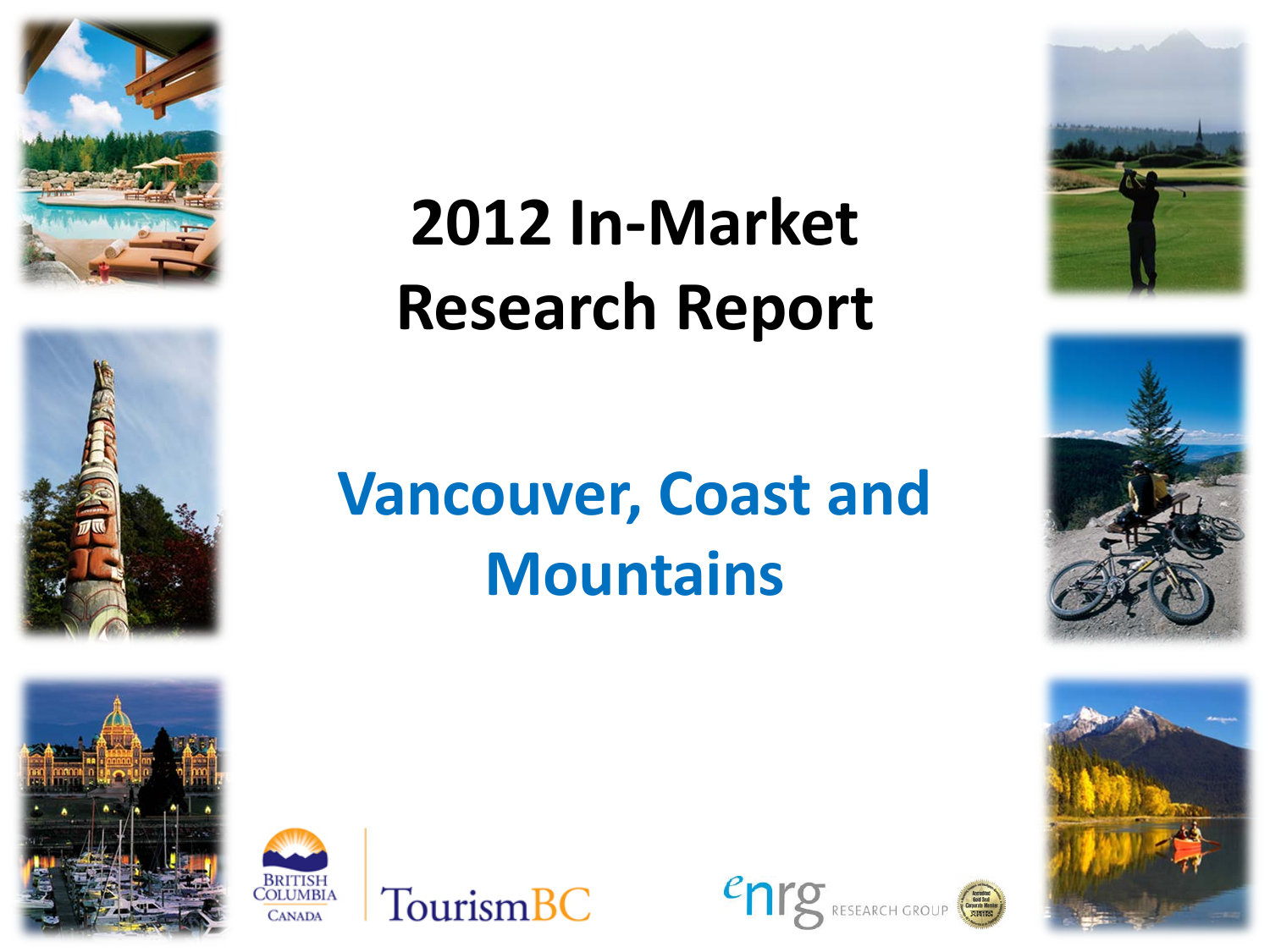# 2012 In-Market Research Report

## Vancouver, Coast and Mountains

British Columbia Canada | TourismBC

enrg RESEARCH GROUP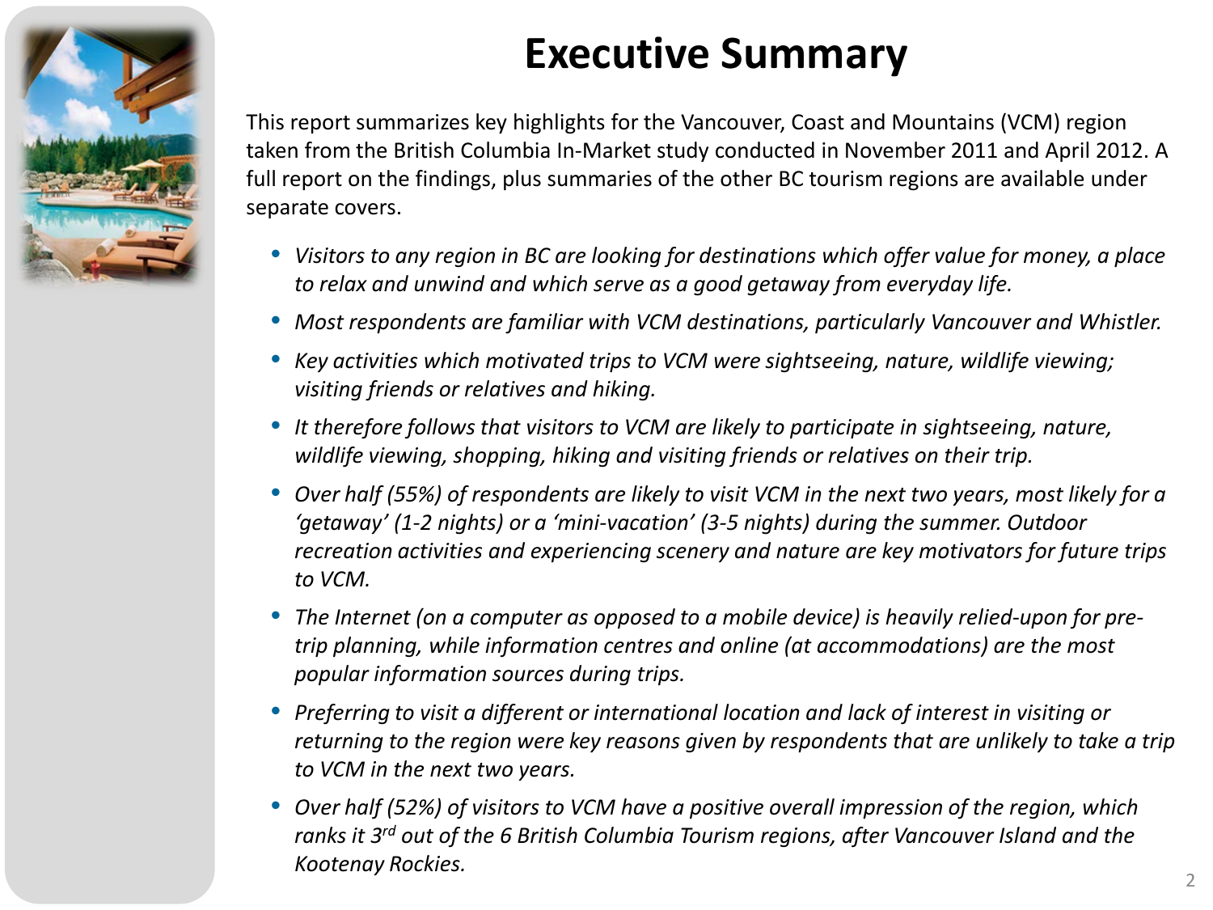# Executive Summary

This report summarizes key highlights for the Vancouver, Coast and Mountains (VCM) region taken from the British Columbia In-Market study conducted in November 2011 and April 2012. A full report on the findings, plus summaries of the other BC tourism regions are available under separate covers.

- *Visitors to any region in BC are looking for destinations which offer value for money, a place to relax and unwind and which serve as a good getaway from everyday life.*
- *Most respondents are familiar with VCM destinations, particularly Vancouver and Whistler.*
- *Key activities which motivated trips to VCM were sightseeing, nature, wildlife viewing; visiting friends or relatives and hiking.*
- *It therefore follows that visitors to VCM are likely to participate in sightseeing, nature, wildlife viewing, shopping, hiking and visiting friends or relatives on their trip.*
- *Over half (55%) of respondents are likely to visit VCM in the next two years, most likely for a 'getaway' (1-2 nights) or a 'mini-vacation' (3-5 nights) during the summer. Outdoor recreation activities and experiencing scenery and nature are key motivators for future trips to VCM.*
- *The Internet (on a computer as opposed to a mobile device) is heavily relied-upon for pre-trip planning, while information centres and online (at accommodations) are the most popular information sources during trips.*
- *Preferring to visit a different or international location and lack of interest in visiting or returning to the region were key reasons given by respondents that are unlikely to take a trip to VCM in the next two years.*
- *Over half (52%) of visitors to VCM have a positive overall impression of the region, which ranks it 3rd out of the 6 British Columbia Tourism regions, after Vancouver Island and the Kootenay Rockies.*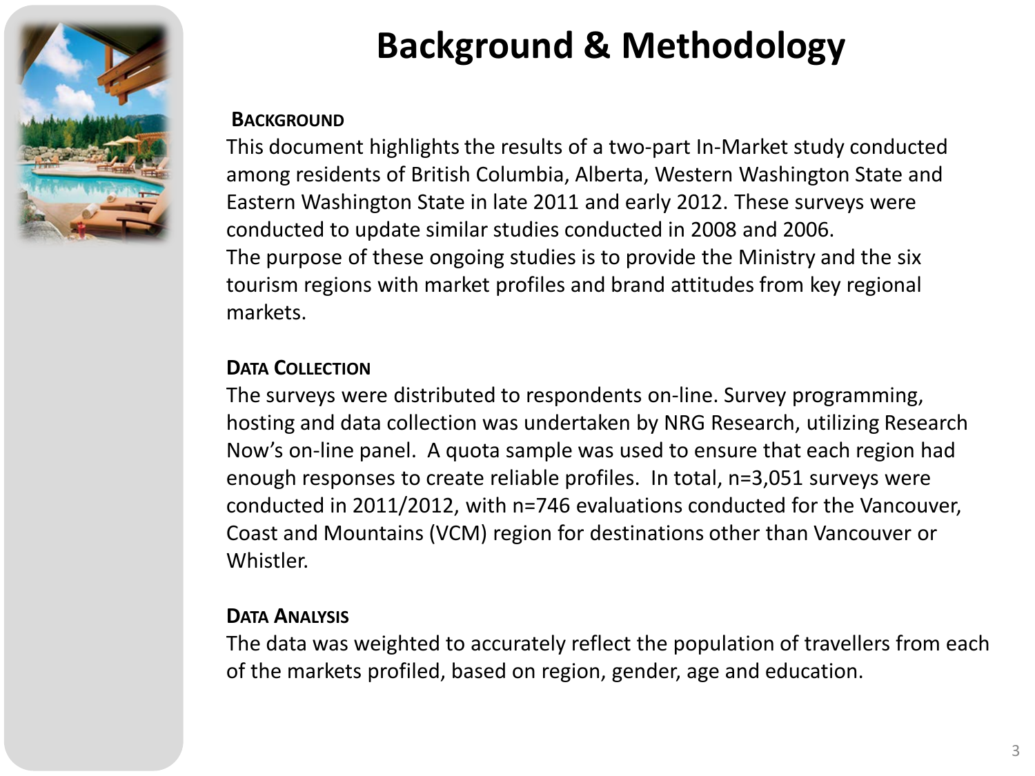# Background & Methodology

### Background

This document highlights the results of a two-part In-Market study conducted among residents of British Columbia, Alberta, Western Washington State and Eastern Washington State in late 2011 and early 2012. These surveys were conducted to update similar studies conducted in 2008 and 2006.
The purpose of these ongoing studies is to provide the Ministry and the six tourism regions with market profiles and brand attitudes from key regional markets.

### Data Collection

The surveys were distributed to respondents on-line. Survey programming, hosting and data collection was undertaken by NRG Research, utilizing Research Now's on-line panel. A quota sample was used to ensure that each region had enough responses to create reliable profiles. In total, n=3,051 surveys were conducted in 2011/2012, with n=746 evaluations conducted for the Vancouver, Coast and Mountains (VCM) region for destinations other than Vancouver or Whistler.

### Data Analysis

The data was weighted to accurately reflect the population of travellers from each of the markets profiled, based on region, gender, age and education.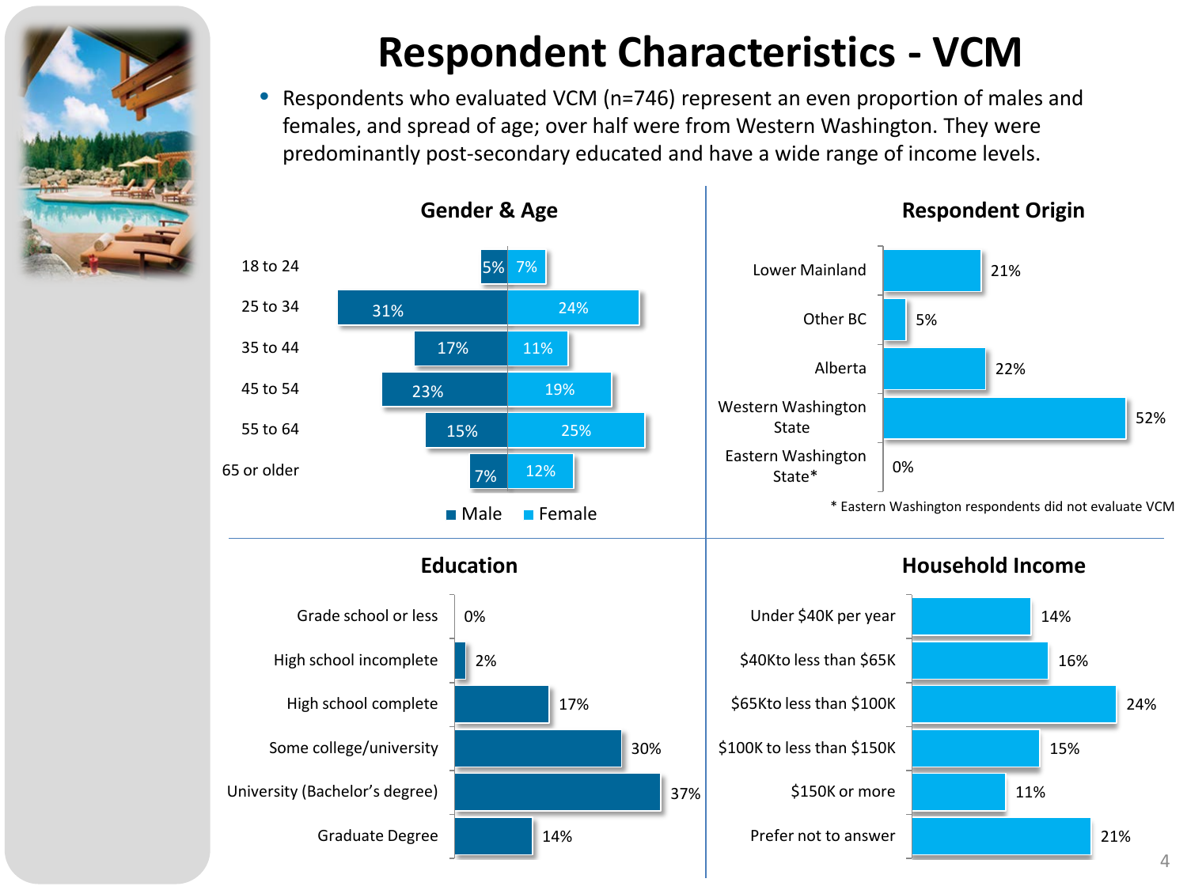# Respondent Characteristics - VCM

- Respondents who evaluated VCM (n=746) represent an even proportion of males and females, and spread of age; over half were from Western Washington. They were predominantly post-secondary educated and have a wide range of income levels.

## Gender & Age

| Age | Male | Female |
|---|---|---|
| 18 to 24 | 5% | 7% |
| 25 to 34 | 31% | 24% |
| 35 to 44 | 17% | 11% |
| 45 to 54 | 23% | 19% |
| 55 to 64 | 15% | 25% |
| 65 or older | 7% | 12% |

## Respondent Origin

| Origin | % |
|---|---|
| Lower Mainland | 21% |
| Other BC | 5% |
| Alberta | 22% |
| Western Washington State | 52% |
| Eastern Washington State* | 0% |

\* Eastern Washington respondents did not evaluate VCM

## Education

| Education | % |
|---|---|
| Grade school or less | 0% |
| High school incomplete | 2% |
| High school complete | 17% |
| Some college/university | 30% |
| University (Bachelor's degree) | 37% |
| Graduate Degree | 14% |

## Household Income

| Household Income | % |
|---|---|
| Under $40K per year | 14% |
| $40Kto less than $65K | 16% |
| $65Kto less than $100K | 24% |
| $100K to less than $150K | 15% |
| $150K or more | 11% |
| Prefer not to answer | 21% |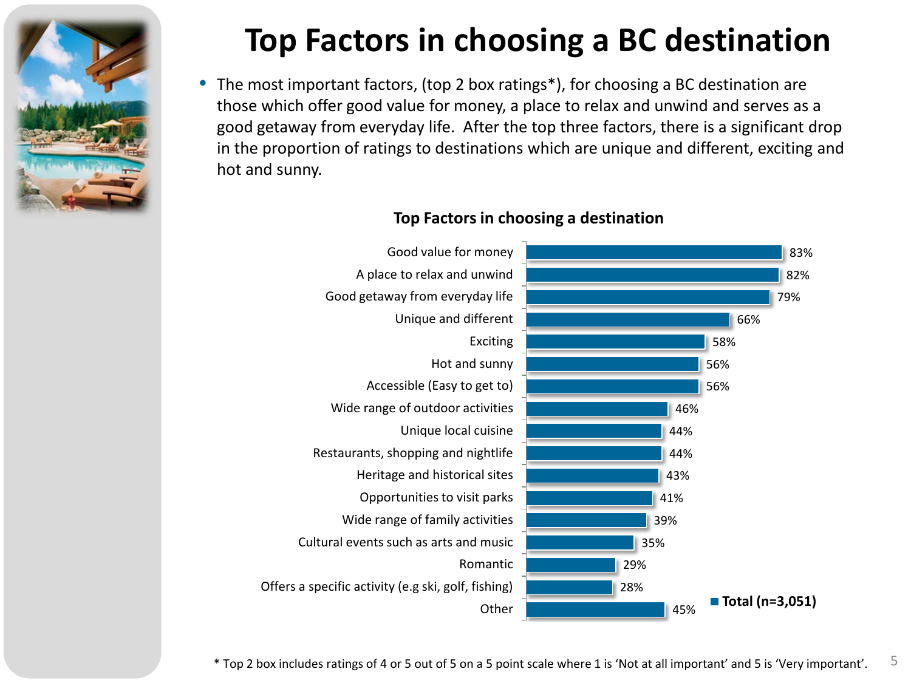# Top Factors in choosing a BC destination

- The most important factors, (top 2 box ratings*), for choosing a BC destination are those which offer good value for money, a place to relax and unwind and serves as a good getaway from everyday life. After the top three factors, there is a significant drop in the proportion of ratings to destinations which are unique and different, exciting and hot and sunny.

**Top Factors in choosing a destination**

| Factor | Total (n=3,051) |
|---|---|
| Good value for money | 83% |
| A place to relax and unwind | 82% |
| Good getaway from everyday life | 79% |
| Unique and different | 66% |
| Exciting | 58% |
| Hot and sunny | 56% |
| Accessible (Easy to get to) | 56% |
| Wide range of outdoor activities | 46% |
| Unique local cuisine | 44% |
| Restaurants, shopping and nightlife | 44% |
| Heritage and historical sites | 43% |
| Opportunities to visit parks | 41% |
| Wide range of family activities | 39% |
| Cultural events such as arts and music | 35% |
| Romantic | 29% |
| Offers a specific activity (e.g ski, golf, fishing) | 28% |
| Other | 45% |

* Top 2 box includes ratings of 4 or 5 out of 5 on a 5 point scale where 1 is 'Not at all important' and 5 is 'Very important'.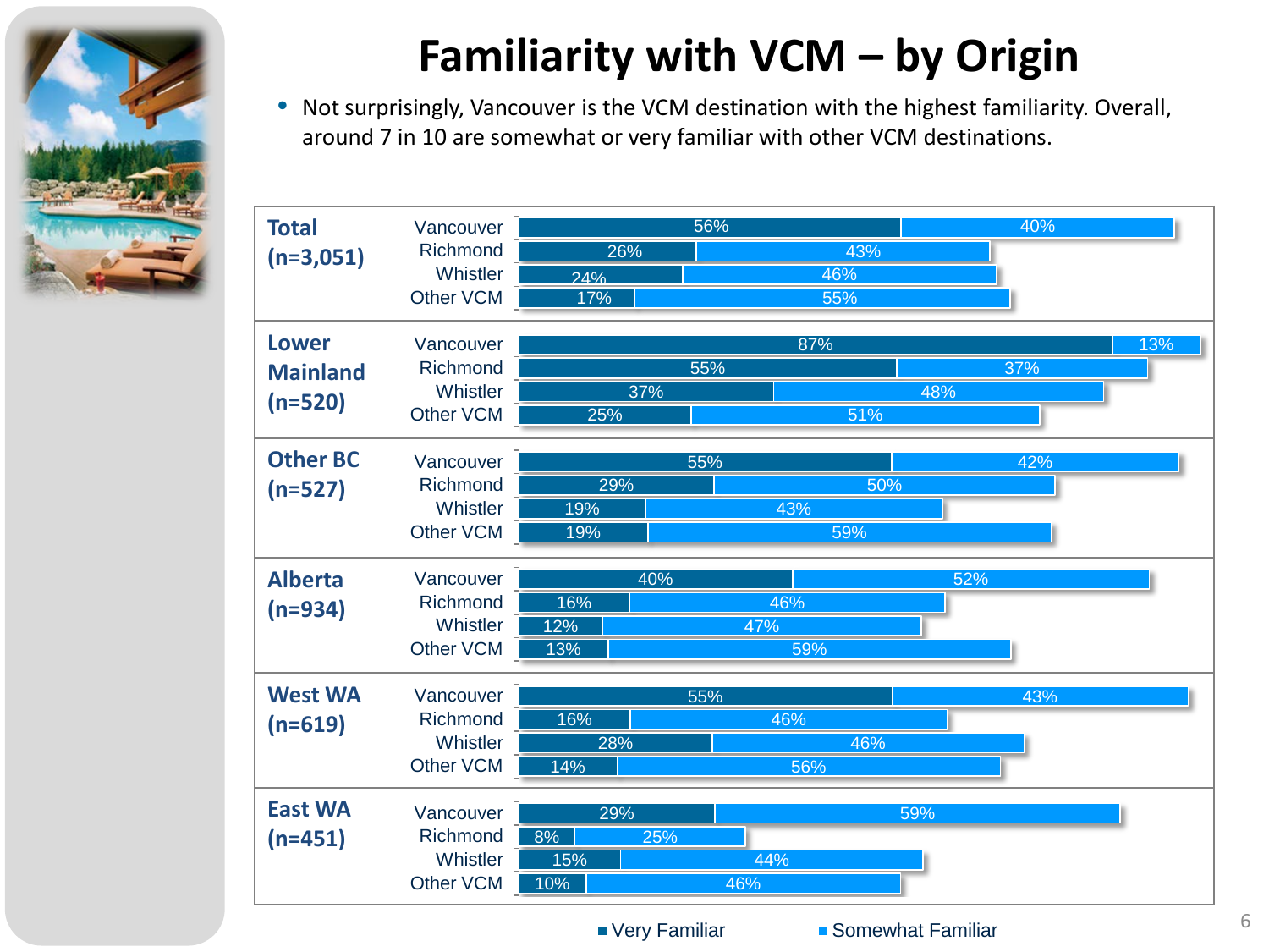# Familiarity with VCM – by Origin

- Not surprisingly, Vancouver is the VCM destination with the highest familiarity. Overall, around 7 in 10 are somewhat or very familiar with other VCM destinations.

| Origin | Destination | Very Familiar | Somewhat Familiar |
|---|---|---|---|
| Total (n=3,051) | Vancouver | 56% | 40% |
| | Richmond | 26% | 43% |
| | Whistler | 24% | 46% |
| | Other VCM | 17% | 55% |
| Lower Mainland (n=520) | Vancouver | 87% | 13% |
| | Richmond | 55% | 37% |
| | Whistler | 37% | 48% |
| | Other VCM | 25% | 51% |
| Other BC (n=527) | Vancouver | 55% | 42% |
| | Richmond | 29% | 50% |
| | Whistler | 19% | 43% |
| | Other VCM | 19% | 59% |
| Alberta (n=934) | Vancouver | 40% | 52% |
| | Richmond | 16% | 46% |
| | Whistler | 12% | 47% |
| | Other VCM | 13% | 59% |
| West WA (n=619) | Vancouver | 55% | 43% |
| | Richmond | 16% | 46% |
| | Whistler | 28% | 46% |
| | Other VCM | 14% | 56% |
| East WA (n=451) | Vancouver | 29% | 59% |
| | Richmond | 8% | 25% |
| | Whistler | 15% | 44% |
| | Other VCM | 10% | 46% |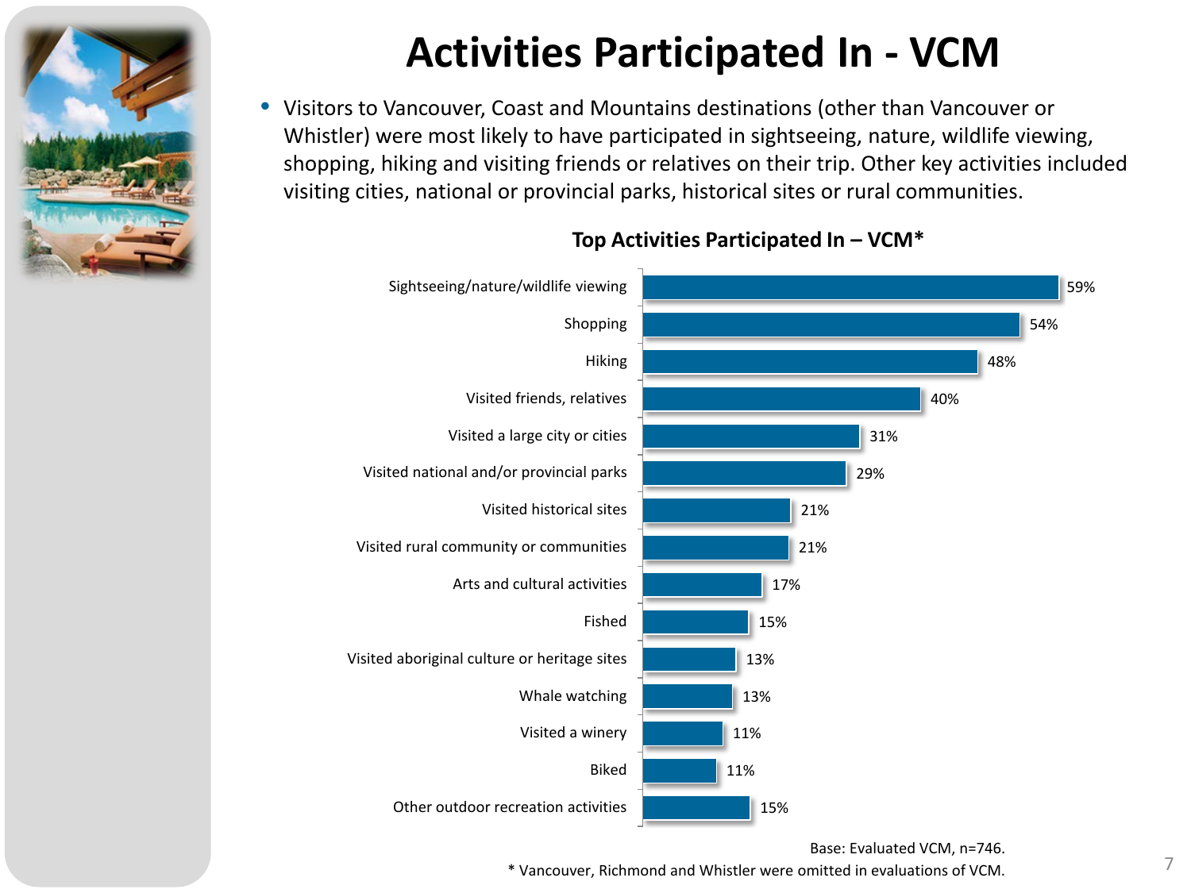# Activities Participated In - VCM

- Visitors to Vancouver, Coast and Mountains destinations (other than Vancouver or Whistler) were most likely to have participated in sightseeing, nature, wildlife viewing, shopping, hiking and visiting friends or relatives on their trip. Other key activities included visiting cities, national or provincial parks, historical sites or rural communities.

**Top Activities Participated In – VCM***

| Activity | % |
|---|---|
| Sightseeing/nature/wildlife viewing | 59% |
| Shopping | 54% |
| Hiking | 48% |
| Visited friends, relatives | 40% |
| Visited a large city or cities | 31% |
| Visited national and/or provincial parks | 29% |
| Visited historical sites | 21% |
| Visited rural community or communities | 21% |
| Arts and cultural activities | 17% |
| Fished | 15% |
| Visited aboriginal culture or heritage sites | 13% |
| Whale watching | 13% |
| Visited a winery | 11% |
| Biked | 11% |
| Other outdoor recreation activities | 15% |

Base: Evaluated VCM, n=746.

* Vancouver, Richmond and Whistler were omitted in evaluations of VCM.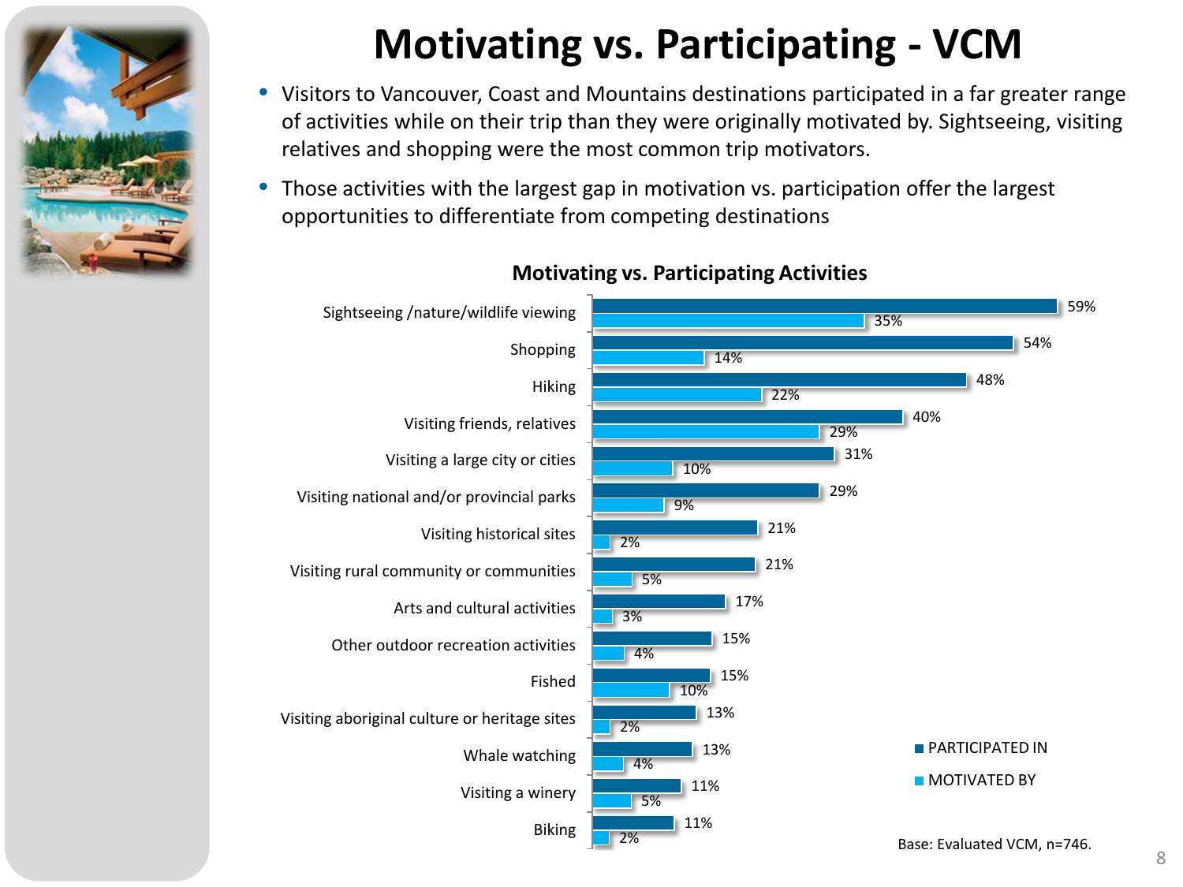# Motivating vs. Participating - VCM

- Visitors to Vancouver, Coast and Mountains destinations participated in a far greater range of activities while on their trip than they were originally motivated by. Sightseeing, visiting relatives and shopping were the most common trip motivators.
- Those activities with the largest gap in motivation vs. participation offer the largest opportunities to differentiate from competing destinations

**Motivating vs. Participating Activities**

| Activity | PARTICIPATED IN | MOTIVATED BY |
|---|---|---|
| Sightseeing /nature/wildlife viewing | 59% | 35% |
| Shopping | 54% | 14% |
| Hiking | 48% | 22% |
| Visiting friends, relatives | 40% | 29% |
| Visiting a large city or cities | 31% | 10% |
| Visiting national and/or provincial parks | 29% | 9% |
| Visiting historical sites | 21% | 2% |
| Visiting rural community or communities | 21% | 5% |
| Arts and cultural activities | 17% | 3% |
| Other outdoor recreation activities | 15% | 4% |
| Fished | 15% | 10% |
| Visiting aboriginal culture or heritage sites | 13% | 2% |
| Whale watching | 13% | 4% |
| Visiting a winery | 11% | 5% |
| Biking | 11% | 2% |

Base: Evaluated VCM, n=746.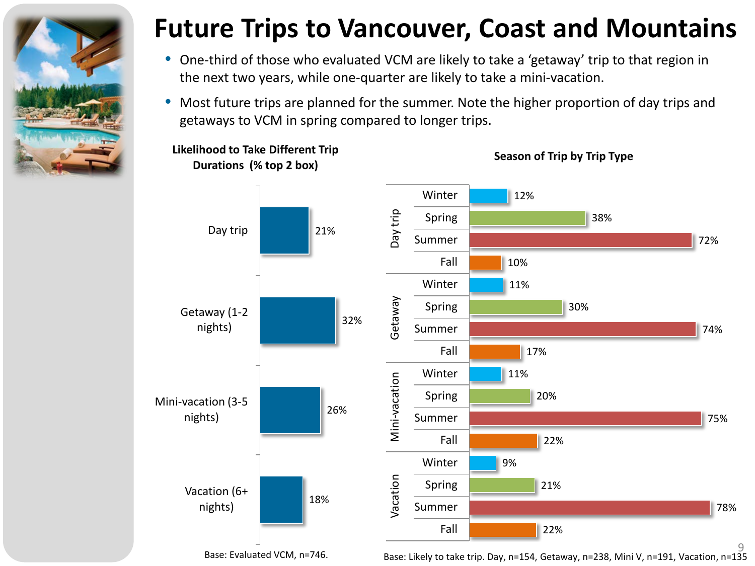# Future Trips to Vancouver, Coast and Mountains

- One-third of those who evaluated VCM are likely to take a 'getaway' trip to that region in the next two years, while one-quarter are likely to take a mini-vacation.
- Most future trips are planned for the summer. Note the higher proportion of day trips and getaways to VCM in spring compared to longer trips.

**Likelihood to Take Different Trip Durations (% top 2 box)**

| Trip Duration | % |
|---|---|
| Day trip | 21% |
| Getaway (1-2 nights) | 32% |
| Mini-vacation (3-5 nights) | 26% |
| Vacation (6+ nights) | 18% |

Base: Evaluated VCM, n=746.

**Season of Trip by Trip Type**

| Trip Type | Season | % |
|---|---|---|
| Day trip | Winter | 12% |
| | Spring | 38% |
| | Summer | 72% |
| | Fall | 10% |
| Getaway | Winter | 11% |
| | Spring | 30% |
| | Summer | 74% |
| | Fall | 17% |
| Mini-vacation | Winter | 11% |
| | Spring | 20% |
| | Summer | 75% |
| | Fall | 22% |
| Vacation | Winter | 9% |
| | Spring | 21% |
| | Summer | 78% |
| | Fall | 22% |

Base: Likely to take trip. Day, n=154, Getaway, n=238, Mini V, n=191, Vacation, n=135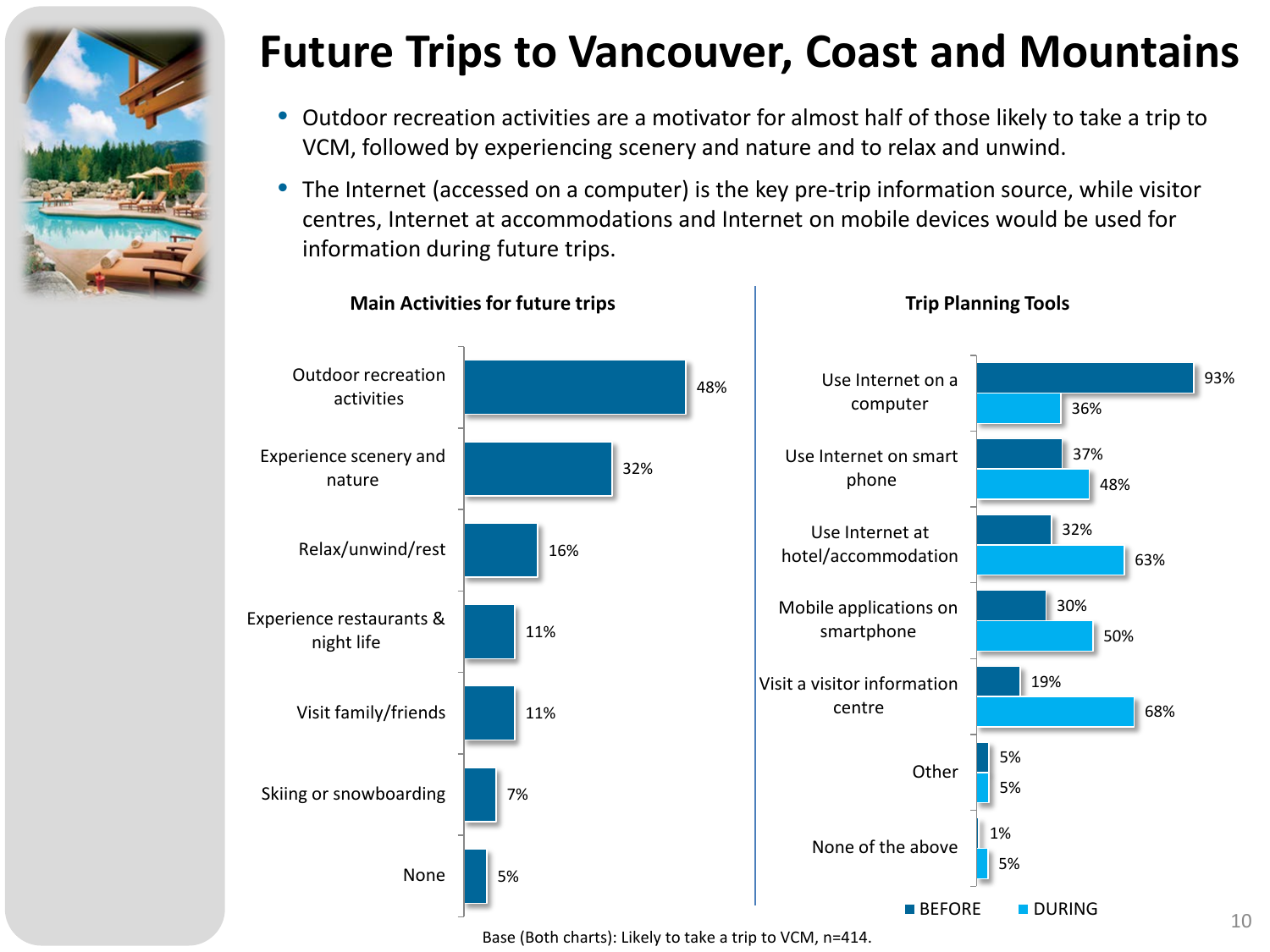# Future Trips to Vancouver, Coast and Mountains

- Outdoor recreation activities are a motivator for almost half of those likely to take a trip to VCM, followed by experiencing scenery and nature and to relax and unwind.
- The Internet (accessed on a computer) is the key pre-trip information source, while visitor centres, Internet at accommodations and Internet on mobile devices would be used for information during future trips.

**Main Activities for future trips**

| Activity | % |
|---|---|
| Outdoor recreation activities | 48% |
| Experience scenery and nature | 32% |
| Relax/unwind/rest | 16% |
| Experience restaurants & night life | 11% |
| Visit family/friends | 11% |
| Skiing or snowboarding | 7% |
| None | 5% |

**Trip Planning Tools**

| Tool | BEFORE | DURING |
|---|---|---|
| Use Internet on a computer | 93% | 36% |
| Use Internet on smart phone | 37% | 48% |
| Use Internet at hotel/accommodation | 32% | 63% |
| Mobile applications on smartphone | 30% | 50% |
| Visit a visitor information centre | 19% | 68% |
| Other | 5% | 5% |
| None of the above | 1% | 5% |

Base (Both charts): Likely to take a trip to VCM, n=414.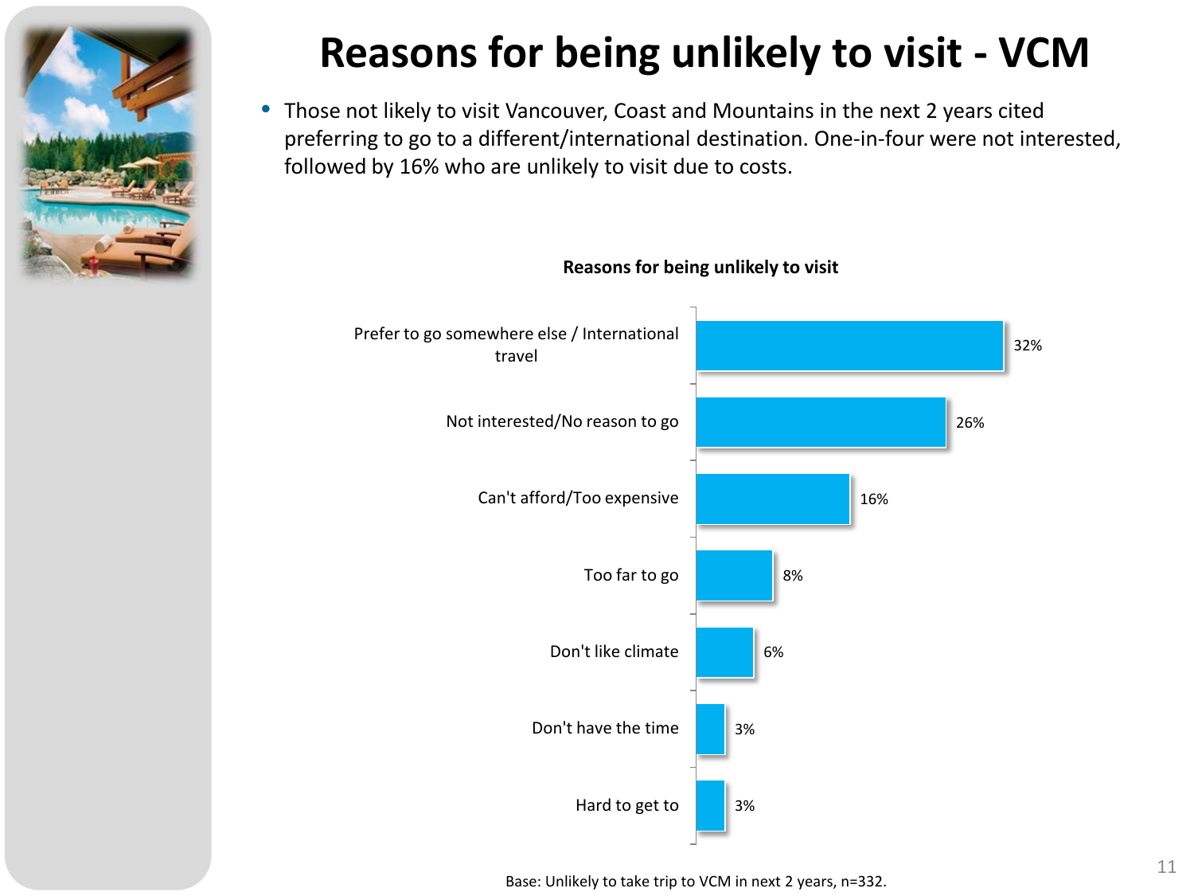# Reasons for being unlikely to visit - VCM

- Those not likely to visit Vancouver, Coast and Mountains in the next 2 years cited preferring to go to a different/international destination. One-in-four were not interested, followed by 16% who are unlikely to visit due to costs.

**Reasons for being unlikely to visit**

| Reason | % |
|---|---|
| Prefer to go somewhere else / International travel | 32% |
| Not interested/No reason to go | 26% |
| Can't afford/Too expensive | 16% |
| Too far to go | 8% |
| Don't like climate | 6% |
| Don't have the time | 3% |
| Hard to get to | 3% |

Base: Unlikely to take trip to VCM in next 2 years, n=332.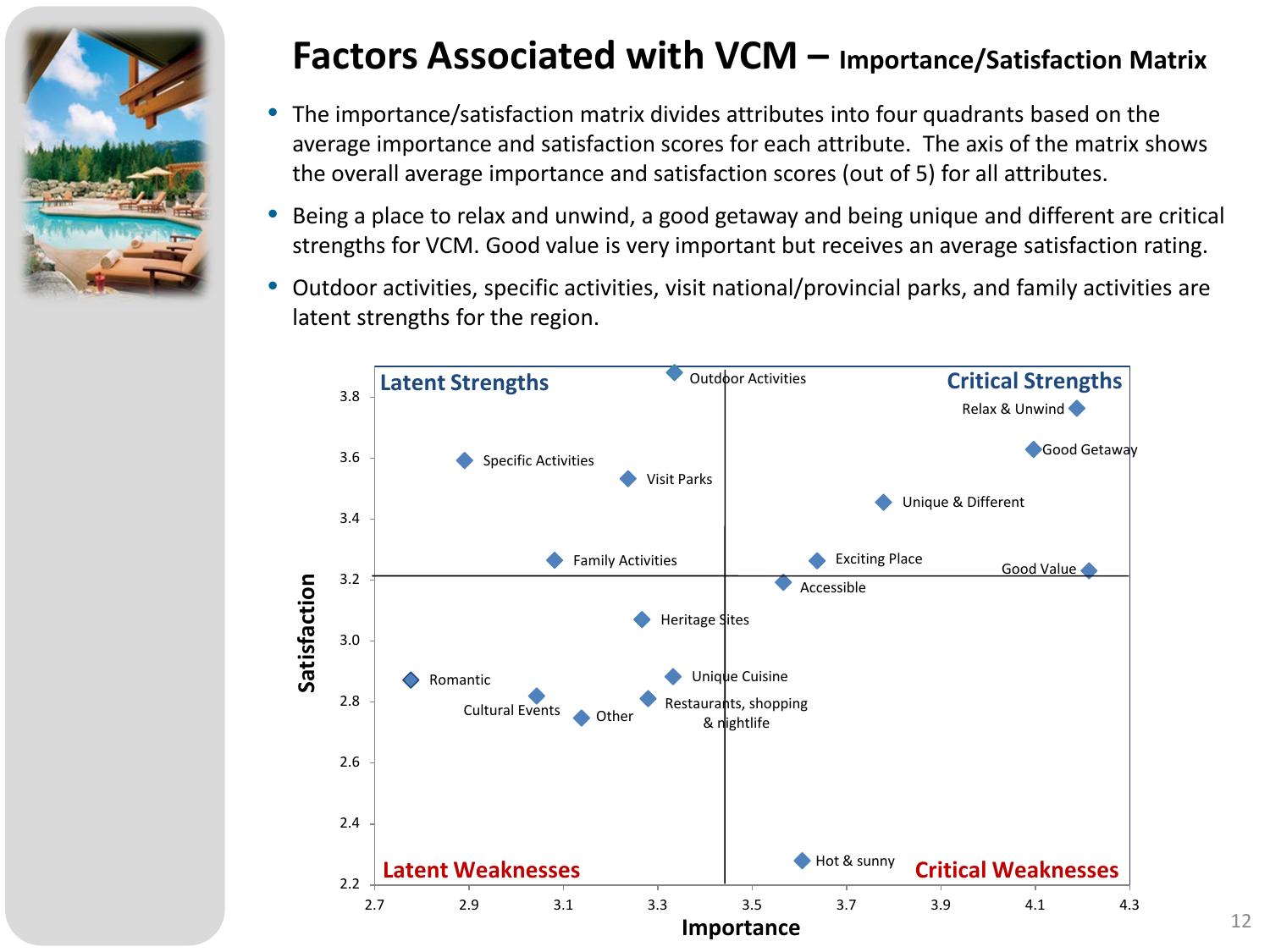# Factors Associated with VCM – Importance/Satisfaction Matrix

- The importance/satisfaction matrix divides attributes into four quadrants based on the average importance and satisfaction scores for each attribute. The axis of the matrix shows the overall average importance and satisfaction scores (out of 5) for all attributes.
- Being a place to relax and unwind, a good getaway and being unique and different are critical strengths for VCM. Good value is very important but receives an average satisfaction rating.
- Outdoor activities, specific activities, visit national/provincial parks, and family activities are latent strengths for the region.

Latent Strengths | Critical Strengths | Latent Weaknesses | Critical Weaknesses

Satisfaction (y-axis: 2.2–3.8) vs. Importance (x-axis: 2.7–4.3)

Attributes plotted: Outdoor Activities, Relax & Unwind, Good Getaway, Specific Activities, Visit Parks, Unique & Different, Family Activities, Exciting Place, Good Value, Accessible, Heritage Sites, Romantic, Unique Cuisine, Cultural Events, Restaurants, shopping & nightlife, Other, Hot & sunny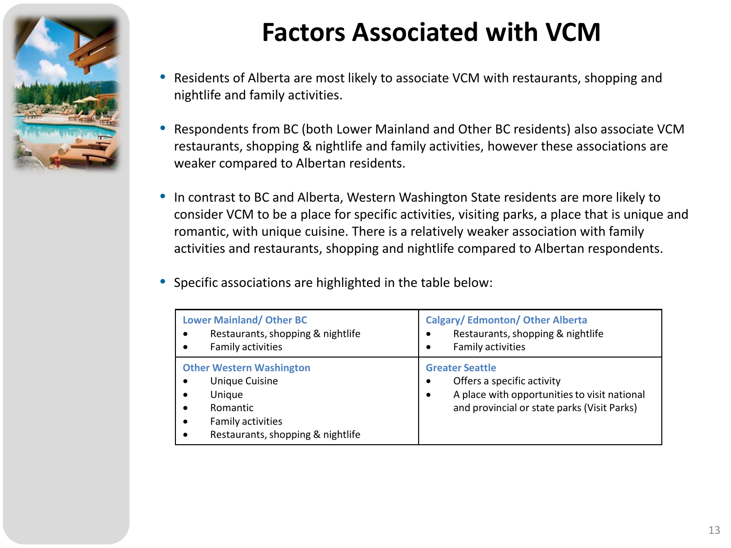# Factors Associated with VCM

- Residents of Alberta are most likely to associate VCM with restaurants, shopping and nightlife and family activities.
- Respondents from BC (both Lower Mainland and Other BC residents) also associate VCM restaurants, shopping & nightlife and family activities, however these associations are weaker compared to Albertan residents.
- In contrast to BC and Alberta, Western Washington State residents are more likely to consider VCM to be a place for specific activities, visiting parks, a place that is unique and romantic, with unique cuisine. There is a relatively weaker association with family activities and restaurants, shopping and nightlife compared to Albertan respondents.
- Specific associations are highlighted in the table below:

| Lower Mainland/ Other BC | Calgary/ Edmonton/ Other Alberta |
|---|---|
| • Restaurants, shopping & nightlife<br>• Family activities | • Restaurants, shopping & nightlife<br>• Family activities |
| **Other Western Washington** | **Greater Seattle** |
| • Unique Cuisine<br>• Unique<br>• Romantic<br>• Family activities<br>• Restaurants, shopping & nightlife | • Offers a specific activity<br>• A place with opportunities to visit national and provincial or state parks (Visit Parks) |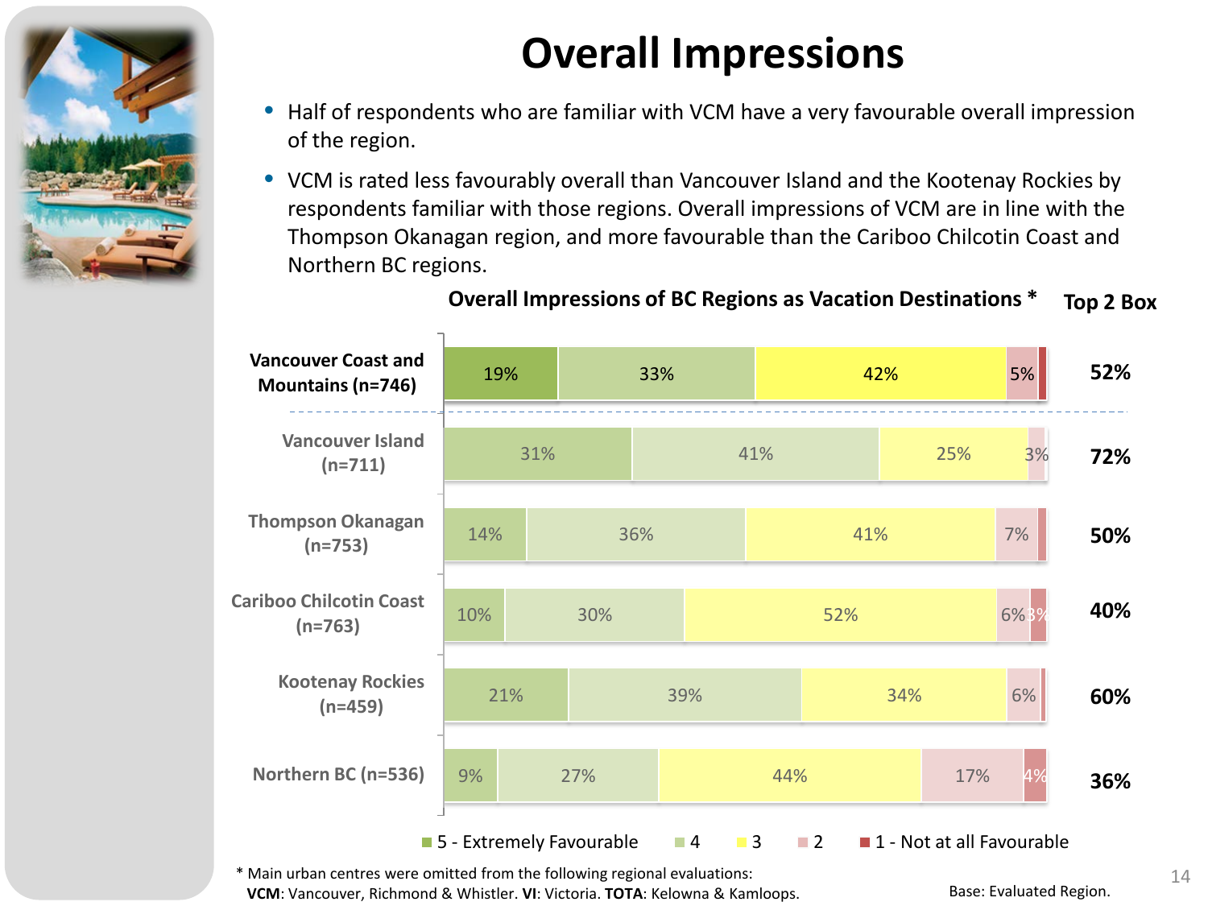# Overall Impressions

- Half of respondents who are familiar with VCM have a very favourable overall impression of the region.
- VCM is rated less favourably overall than Vancouver Island and the Kootenay Rockies by respondents familiar with those regions. Overall impressions of VCM are in line with the Thompson Okanagan region, and more favourable than the Cariboo Chilcotin Coast and Northern BC regions.

**Overall Impressions of BC Regions as Vacation Destinations ***

| Region | 5 - Extremely Favourable | 4 | 3 | 2 | 1 - Not at all Favourable | Top 2 Box |
|---|---|---|---|---|---|---|
| Vancouver Coast and Mountains (n=746) | 19% | 33% | 42% | 5% | | 52% |
| Vancouver Island (n=711) | 31% | 41% | 25% | 3% | | 72% |
| Thompson Okanagan (n=753) | 14% | 36% | 41% | 7% | | 50% |
| Cariboo Chilcotin Coast (n=763) | 10% | 30% | 52% | 6% | 3% | 40% |
| Kootenay Rockies (n=459) | 21% | 39% | 34% | 6% | | 60% |
| Northern BC (n=536) | 9% | 27% | 44% | 17% | 4% | 36% |

\* Main urban centres were omitted from the following regional evaluations:
**VCM**: Vancouver, Richmond & Whistler. **VI**: Victoria. **TOTA**: Kelowna & Kamloops.

Base: Evaluated Region.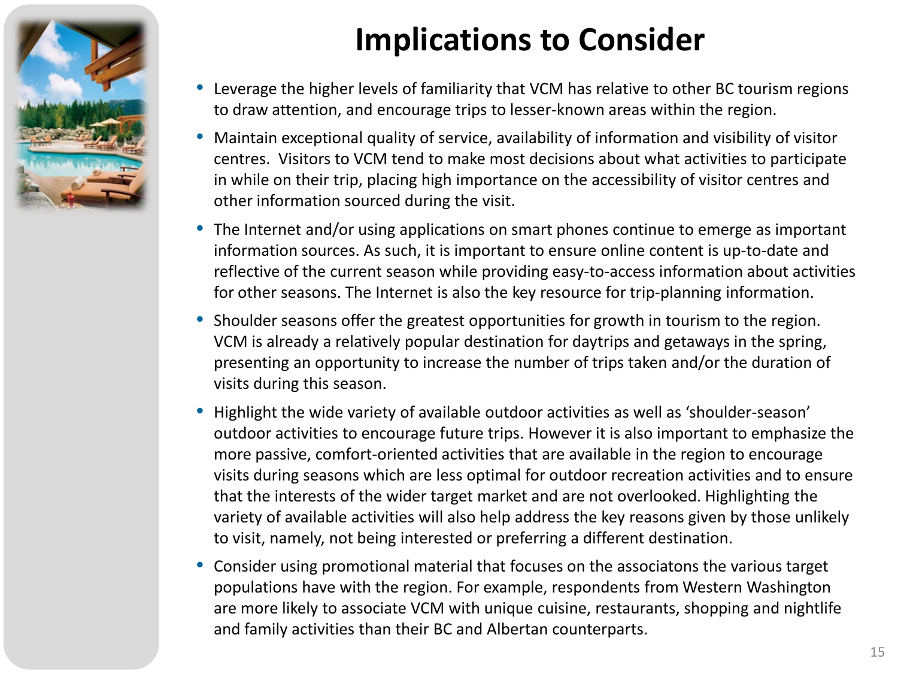# Implications to Consider

- Leverage the higher levels of familiarity that VCM has relative to other BC tourism regions to draw attention, and encourage trips to lesser-known areas within the region.
- Maintain exceptional quality of service, availability of information and visibility of visitor centres. Visitors to VCM tend to make most decisions about what activities to participate in while on their trip, placing high importance on the accessibility of visitor centres and other information sourced during the visit.
- The Internet and/or using applications on smart phones continue to emerge as important information sources. As such, it is important to ensure online content is up-to-date and reflective of the current season while providing easy-to-access information about activities for other seasons. The Internet is also the key resource for trip-planning information.
- Shoulder seasons offer the greatest opportunities for growth in tourism to the region. VCM is already a relatively popular destination for daytrips and getaways in the spring, presenting an opportunity to increase the number of trips taken and/or the duration of visits during this season.
- Highlight the wide variety of available outdoor activities as well as 'shoulder-season' outdoor activities to encourage future trips. However it is also important to emphasize the more passive, comfort-oriented activities that are available in the region to encourage visits during seasons which are less optimal for outdoor recreation activities and to ensure that the interests of the wider target market and are not overlooked. Highlighting the variety of available activities will also help address the key reasons given by those unlikely to visit, namely, not being interested or preferring a different destination.
- Consider using promotional material that focuses on the associatons the various target populations have with the region. For example, respondents from Western Washington are more likely to associate VCM with unique cuisine, restaurants, shopping and nightlife and family activities than their BC and Albertan counterparts.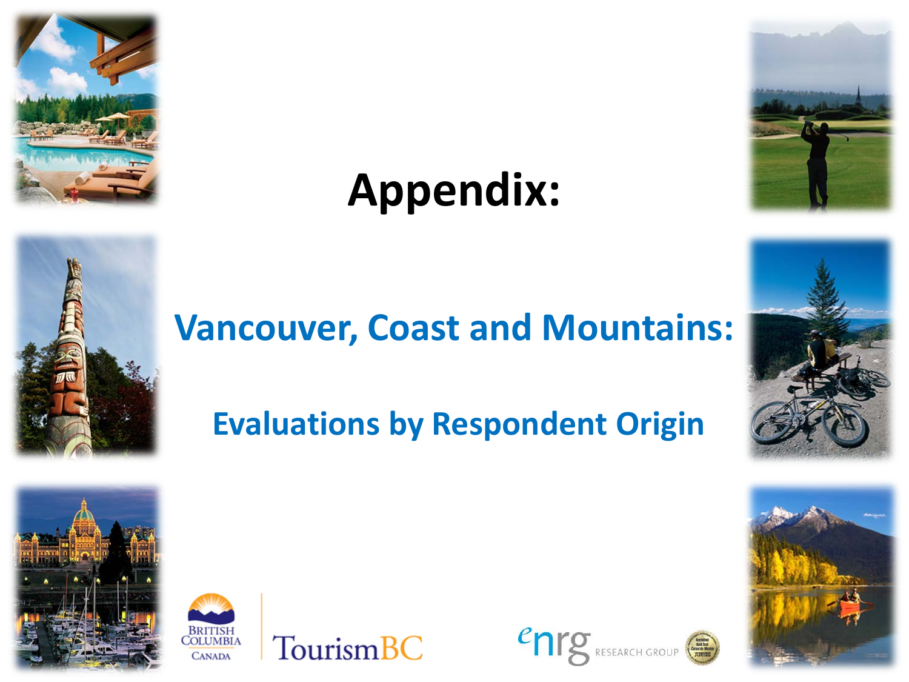# Appendix:

## Vancouver, Coast and Mountains:

### Evaluations by Respondent Origin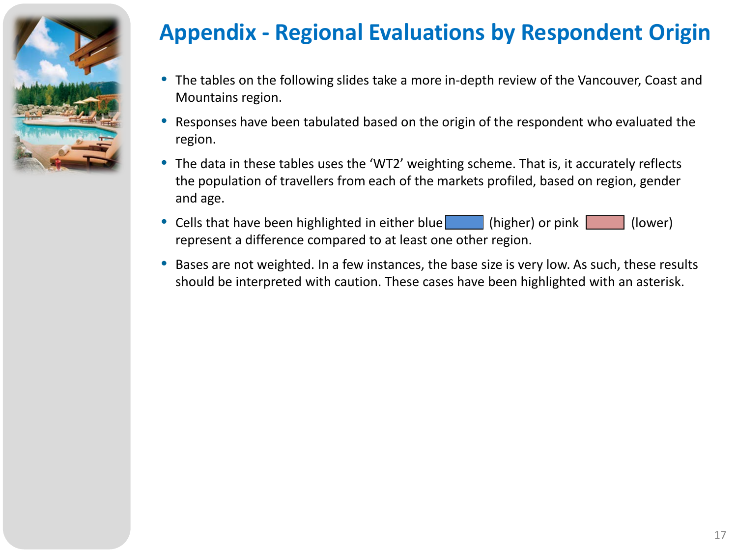# Appendix - Regional Evaluations by Respondent Origin

- The tables on the following slides take a more in-depth review of the Vancouver, Coast and Mountains region.
- Responses have been tabulated based on the origin of the respondent who evaluated the region.
- The data in these tables uses the 'WT2' weighting scheme. That is, it accurately reflects the population of travellers from each of the markets profiled, based on region, gender and age.
- Cells that have been highlighted in either blue (higher) or pink (lower) represent a difference compared to at least one other region.
- Bases are not weighted. In a few instances, the base size is very low. As such, these results should be interpreted with caution. These cases have been highlighted with an asterisk.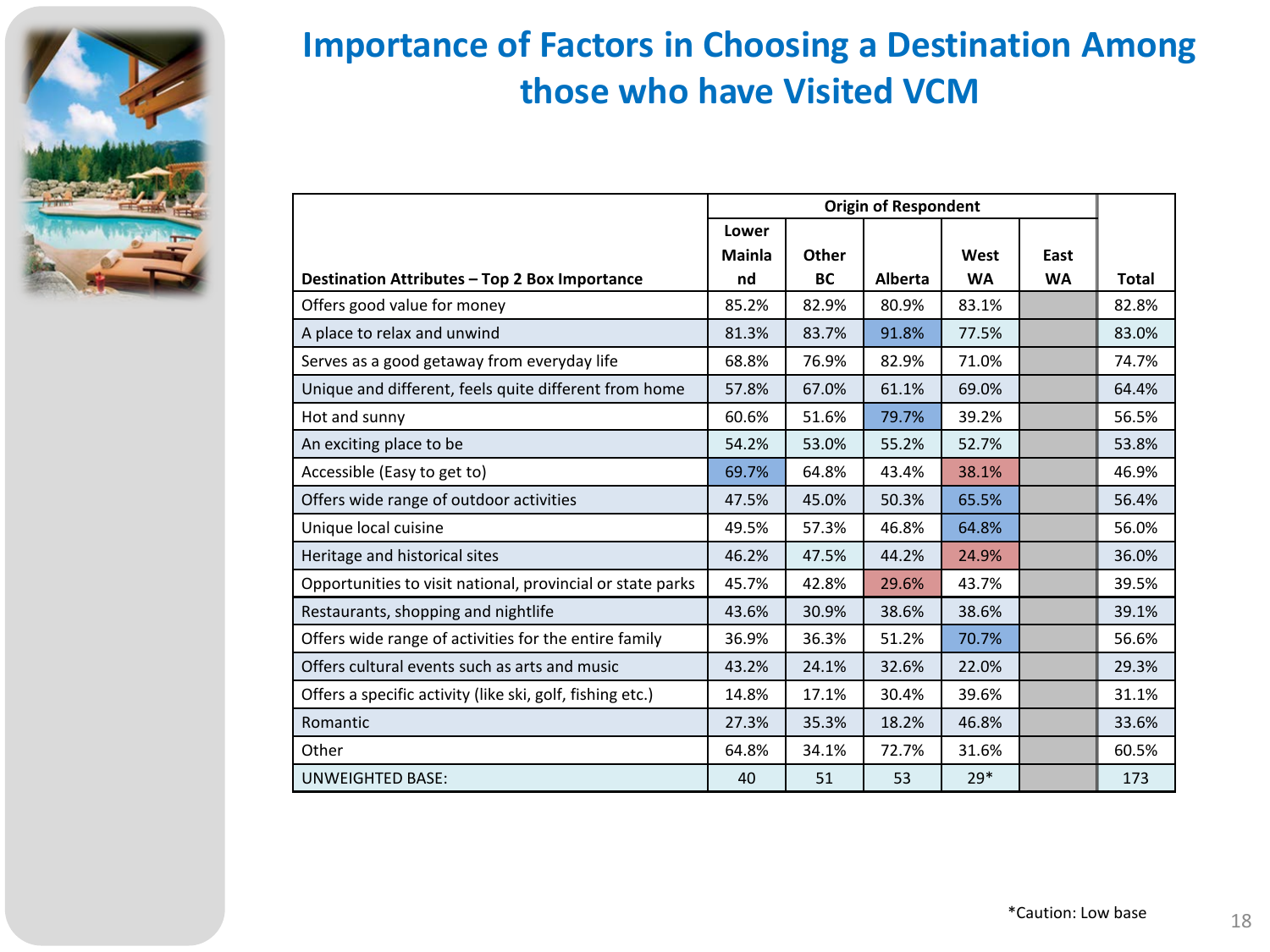# Importance of Factors in Choosing a Destination Among those who have Visited VCM

| Destination Attributes – Top 2 Box Importance | Origin of Respondent | | | | | Total |
|---|---|---|---|---|---|---|
| | Lower Mainland | Other BC | Alberta | West WA | East WA | |
| Offers good value for money | 85.2% | 82.9% | 80.9% | 83.1% | | 82.8% |
| A place to relax and unwind | 81.3% | 83.7% | 91.8% | 77.5% | | 83.0% |
| Serves as a good getaway from everyday life | 68.8% | 76.9% | 82.9% | 71.0% | | 74.7% |
| Unique and different, feels quite different from home | 57.8% | 67.0% | 61.1% | 69.0% | | 64.4% |
| Hot and sunny | 60.6% | 51.6% | 79.7% | 39.2% | | 56.5% |
| An exciting place to be | 54.2% | 53.0% | 55.2% | 52.7% | | 53.8% |
| Accessible (Easy to get to) | 69.7% | 64.8% | 43.4% | 38.1% | | 46.9% |
| Offers wide range of outdoor activities | 47.5% | 45.0% | 50.3% | 65.5% | | 56.4% |
| Unique local cuisine | 49.5% | 57.3% | 46.8% | 64.8% | | 56.0% |
| Heritage and historical sites | 46.2% | 47.5% | 44.2% | 24.9% | | 36.0% |
| Opportunities to visit national, provincial or state parks | 45.7% | 42.8% | 29.6% | 43.7% | | 39.5% |
| Restaurants, shopping and nightlife | 43.6% | 30.9% | 38.6% | 38.6% | | 39.1% |
| Offers wide range of activities for the entire family | 36.9% | 36.3% | 51.2% | 70.7% | | 56.6% |
| Offers cultural events such as arts and music | 43.2% | 24.1% | 32.6% | 22.0% | | 29.3% |
| Offers a specific activity (like ski, golf, fishing etc.) | 14.8% | 17.1% | 30.4% | 39.6% | | 31.1% |
| Romantic | 27.3% | 35.3% | 18.2% | 46.8% | | 33.6% |
| Other | 64.8% | 34.1% | 72.7% | 31.6% | | 60.5% |
| UNWEIGHTED BASE: | 40 | 51 | 53 | 29* | | 173 |

*Caution: Low base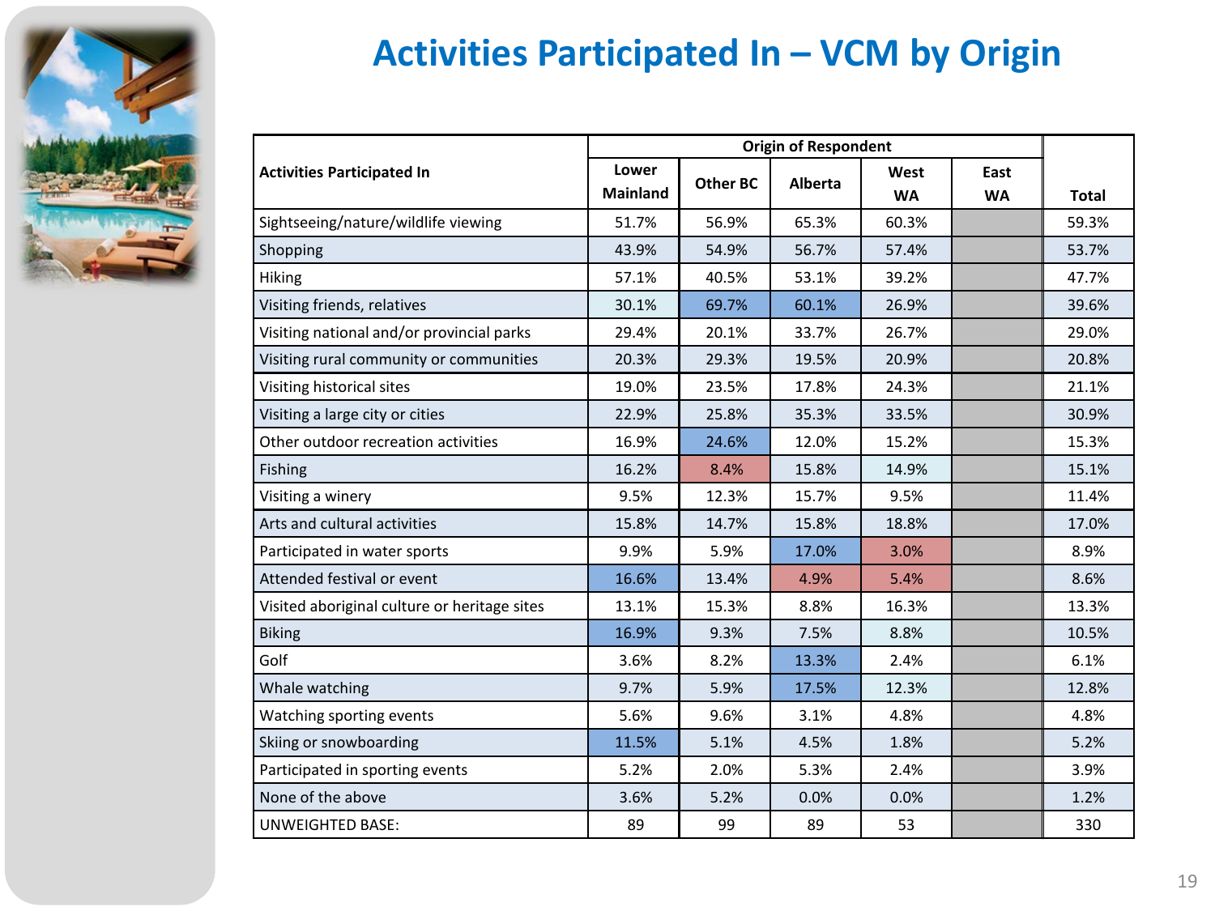# Activities Participated In – VCM by Origin

| Activities Participated In | Origin of Respondent | | | | | Total |
|---|---|---|---|---|---|---|
| | Lower Mainland | Other BC | Alberta | West WA | East WA | |
| Sightseeing/nature/wildlife viewing | 51.7% | 56.9% | 65.3% | 60.3% | | 59.3% |
| Shopping | 43.9% | 54.9% | 56.7% | 57.4% | | 53.7% |
| Hiking | 57.1% | 40.5% | 53.1% | 39.2% | | 47.7% |
| Visiting friends, relatives | 30.1% | 69.7% | 60.1% | 26.9% | | 39.6% |
| Visiting national and/or provincial parks | 29.4% | 20.1% | 33.7% | 26.7% | | 29.0% |
| Visiting rural community or communities | 20.3% | 29.3% | 19.5% | 20.9% | | 20.8% |
| Visiting historical sites | 19.0% | 23.5% | 17.8% | 24.3% | | 21.1% |
| Visiting a large city or cities | 22.9% | 25.8% | 35.3% | 33.5% | | 30.9% |
| Other outdoor recreation activities | 16.9% | 24.6% | 12.0% | 15.2% | | 15.3% |
| Fishing | 16.2% | 8.4% | 15.8% | 14.9% | | 15.1% |
| Visiting a winery | 9.5% | 12.3% | 15.7% | 9.5% | | 11.4% |
| Arts and cultural activities | 15.8% | 14.7% | 15.8% | 18.8% | | 17.0% |
| Participated in water sports | 9.9% | 5.9% | 17.0% | 3.0% | | 8.9% |
| Attended festival or event | 16.6% | 13.4% | 4.9% | 5.4% | | 8.6% |
| Visited aboriginal culture or heritage sites | 13.1% | 15.3% | 8.8% | 16.3% | | 13.3% |
| Biking | 16.9% | 9.3% | 7.5% | 8.8% | | 10.5% |
| Golf | 3.6% | 8.2% | 13.3% | 2.4% | | 6.1% |
| Whale watching | 9.7% | 5.9% | 17.5% | 12.3% | | 12.8% |
| Watching sporting events | 5.6% | 9.6% | 3.1% | 4.8% | | 4.8% |
| Skiing or snowboarding | 11.5% | 5.1% | 4.5% | 1.8% | | 5.2% |
| Participated in sporting events | 5.2% | 2.0% | 5.3% | 2.4% | | 3.9% |
| None of the above | 3.6% | 5.2% | 0.0% | 0.0% | | 1.2% |
| UNWEIGHTED BASE: | 89 | 99 | 89 | 53 | | 330 |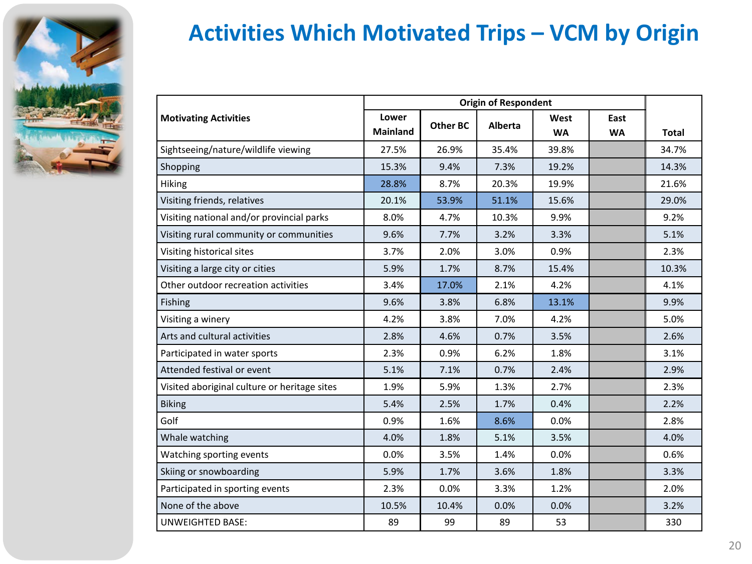# Activities Which Motivated Trips – VCM by Origin

| Motivating Activities | Origin of Respondent | | | | | Total |
|---|---|---|---|---|---|---|
| | Lower Mainland | Other BC | Alberta | West WA | East WA | |
| Sightseeing/nature/wildlife viewing | 27.5% | 26.9% | 35.4% | 39.8% | | 34.7% |
| Shopping | 15.3% | 9.4% | 7.3% | 19.2% | | 14.3% |
| Hiking | 28.8% | 8.7% | 20.3% | 19.9% | | 21.6% |
| Visiting friends, relatives | 20.1% | 53.9% | 51.1% | 15.6% | | 29.0% |
| Visiting national and/or provincial parks | 8.0% | 4.7% | 10.3% | 9.9% | | 9.2% |
| Visiting rural community or communities | 9.6% | 7.7% | 3.2% | 3.3% | | 5.1% |
| Visiting historical sites | 3.7% | 2.0% | 3.0% | 0.9% | | 2.3% |
| Visiting a large city or cities | 5.9% | 1.7% | 8.7% | 15.4% | | 10.3% |
| Other outdoor recreation activities | 3.4% | 17.0% | 2.1% | 4.2% | | 4.1% |
| Fishing | 9.6% | 3.8% | 6.8% | 13.1% | | 9.9% |
| Visiting a winery | 4.2% | 3.8% | 7.0% | 4.2% | | 5.0% |
| Arts and cultural activities | 2.8% | 4.6% | 0.7% | 3.5% | | 2.6% |
| Participated in water sports | 2.3% | 0.9% | 6.2% | 1.8% | | 3.1% |
| Attended festival or event | 5.1% | 7.1% | 0.7% | 2.4% | | 2.9% |
| Visited aboriginal culture or heritage sites | 1.9% | 5.9% | 1.3% | 2.7% | | 2.3% |
| Biking | 5.4% | 2.5% | 1.7% | 0.4% | | 2.2% |
| Golf | 0.9% | 1.6% | 8.6% | 0.0% | | 2.8% |
| Whale watching | 4.0% | 1.8% | 5.1% | 3.5% | | 4.0% |
| Watching sporting events | 0.0% | 3.5% | 1.4% | 0.0% | | 0.6% |
| Skiing or snowboarding | 5.9% | 1.7% | 3.6% | 1.8% | | 3.3% |
| Participated in sporting events | 2.3% | 0.0% | 3.3% | 1.2% | | 2.0% |
| None of the above | 10.5% | 10.4% | 0.0% | 0.0% | | 3.2% |
| UNWEIGHTED BASE: | 89 | 99 | 89 | 53 | | 330 |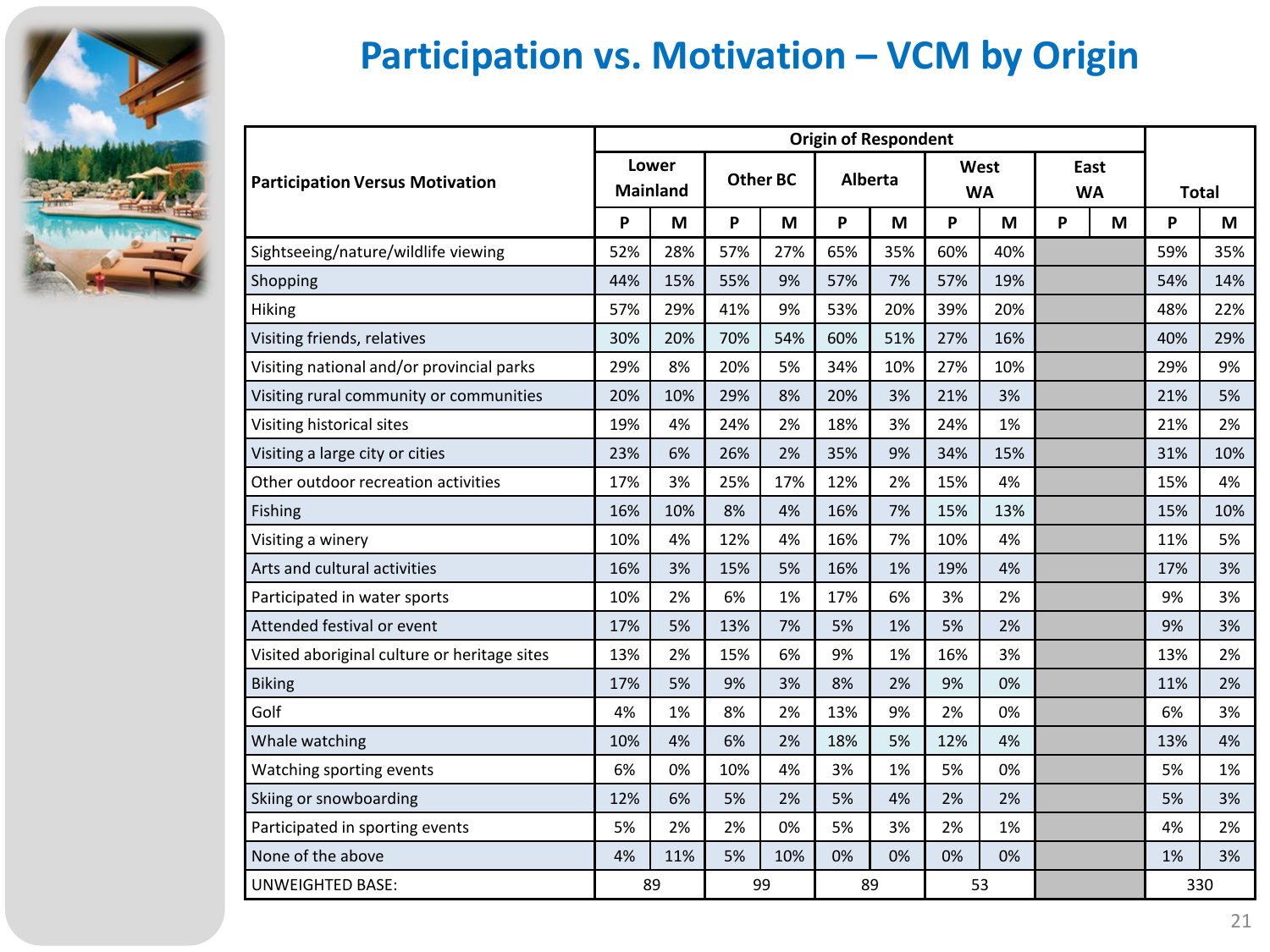# Participation vs. Motivation – VCM by Origin

| Participation Versus Motivation | Origin of Respondent | | | | | | | | | | Total | |
|---|---|---|---|---|---|---|---|---|---|---|---|---|
| | Lower Mainland | | Other BC | | Alberta | | West WA | | East WA | | | |
| | P | M | P | M | P | M | P | M | P | M | P | M |
| Sightseeing/nature/wildlife viewing | 52% | 28% | 57% | 27% | 65% | 35% | 60% | 40% | | | 59% | 35% |
| Shopping | 44% | 15% | 55% | 9% | 57% | 7% | 57% | 19% | | | 54% | 14% |
| Hiking | 57% | 29% | 41% | 9% | 53% | 20% | 39% | 20% | | | 48% | 22% |
| Visiting friends, relatives | 30% | 20% | 70% | 54% | 60% | 51% | 27% | 16% | | | 40% | 29% |
| Visiting national and/or provincial parks | 29% | 8% | 20% | 5% | 34% | 10% | 27% | 10% | | | 29% | 9% |
| Visiting rural community or communities | 20% | 10% | 29% | 8% | 20% | 3% | 21% | 3% | | | 21% | 5% |
| Visiting historical sites | 19% | 4% | 24% | 2% | 18% | 3% | 24% | 1% | | | 21% | 2% |
| Visiting a large city or cities | 23% | 6% | 26% | 2% | 35% | 9% | 34% | 15% | | | 31% | 10% |
| Other outdoor recreation activities | 17% | 3% | 25% | 17% | 12% | 2% | 15% | 4% | | | 15% | 4% |
| Fishing | 16% | 10% | 8% | 4% | 16% | 7% | 15% | 13% | | | 15% | 10% |
| Visiting a winery | 10% | 4% | 12% | 4% | 16% | 7% | 10% | 4% | | | 11% | 5% |
| Arts and cultural activities | 16% | 3% | 15% | 5% | 16% | 1% | 19% | 4% | | | 17% | 3% |
| Participated in water sports | 10% | 2% | 6% | 1% | 17% | 6% | 3% | 2% | | | 9% | 3% |
| Attended festival or event | 17% | 5% | 13% | 7% | 5% | 1% | 5% | 2% | | | 9% | 3% |
| Visited aboriginal culture or heritage sites | 13% | 2% | 15% | 6% | 9% | 1% | 16% | 3% | | | 13% | 2% |
| Biking | 17% | 5% | 9% | 3% | 8% | 2% | 9% | 0% | | | 11% | 2% |
| Golf | 4% | 1% | 8% | 2% | 13% | 9% | 2% | 0% | | | 6% | 3% |
| Whale watching | 10% | 4% | 6% | 2% | 18% | 5% | 12% | 4% | | | 13% | 4% |
| Watching sporting events | 6% | 0% | 10% | 4% | 3% | 1% | 5% | 0% | | | 5% | 1% |
| Skiing or snowboarding | 12% | 6% | 5% | 2% | 5% | 4% | 2% | 2% | | | 5% | 3% |
| Participated in sporting events | 5% | 2% | 2% | 0% | 5% | 3% | 2% | 1% | | | 4% | 2% |
| None of the above | 4% | 11% | 5% | 10% | 0% | 0% | 0% | 0% | | | 1% | 3% |
| UNWEIGHTED BASE: | 89 | | 99 | | 89 | | 53 | | | | 330 | |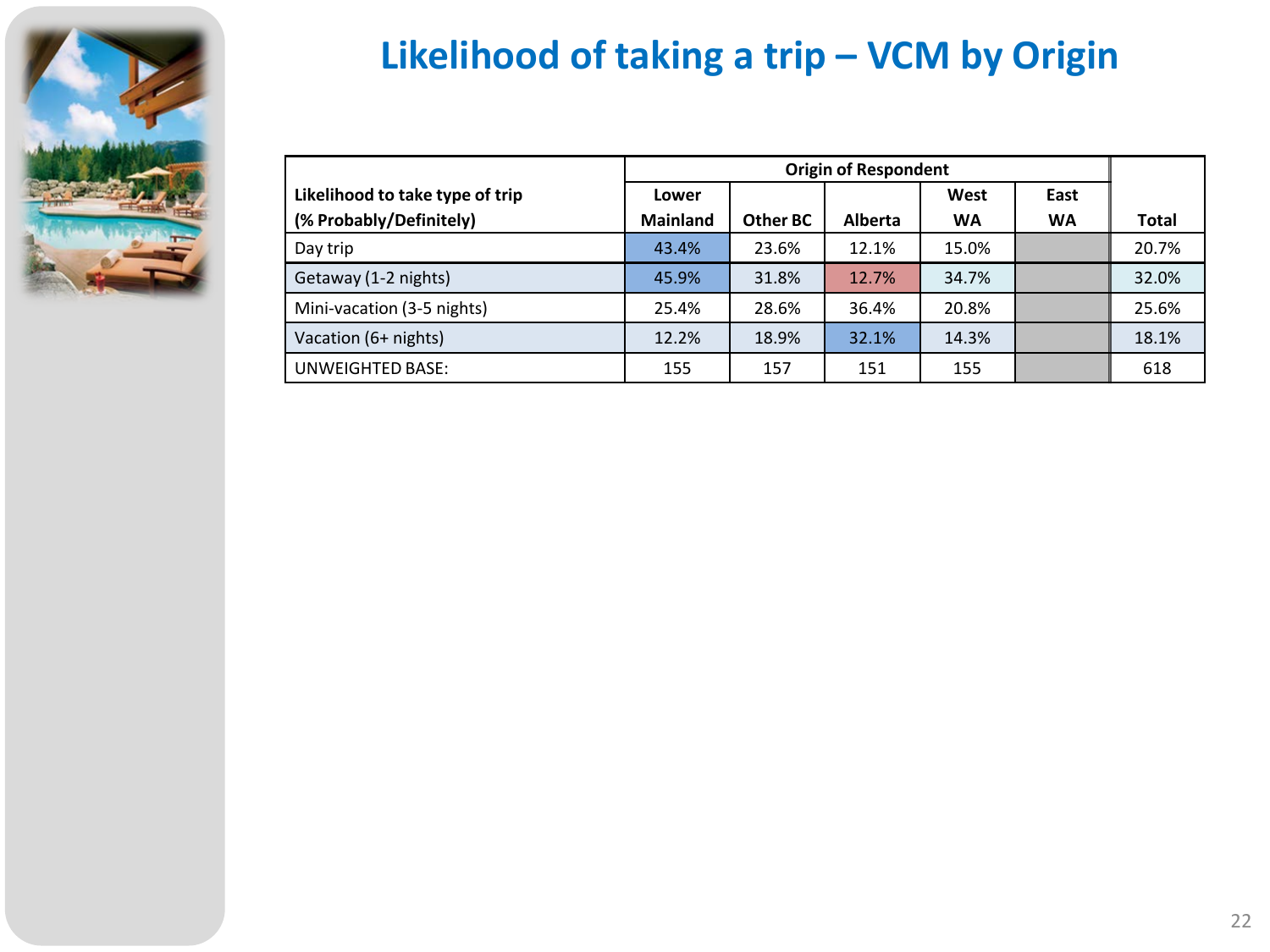# Likelihood of taking a trip – VCM by Origin

| Likelihood to take type of trip (% Probably/Definitely) | Origin of Respondent | | | | | Total |
|---|---|---|---|---|---|---|
| | Lower Mainland | Other BC | Alberta | West WA | East WA | |
| Day trip | 43.4% | 23.6% | 12.1% | 15.0% | | 20.7% |
| Getaway (1-2 nights) | 45.9% | 31.8% | 12.7% | 34.7% | | 32.0% |
| Mini-vacation (3-5 nights) | 25.4% | 28.6% | 36.4% | 20.8% | | 25.6% |
| Vacation (6+ nights) | 12.2% | 18.9% | 32.1% | 14.3% | | 18.1% |
| UNWEIGHTED BASE: | 155 | 157 | 151 | 155 | | 618 |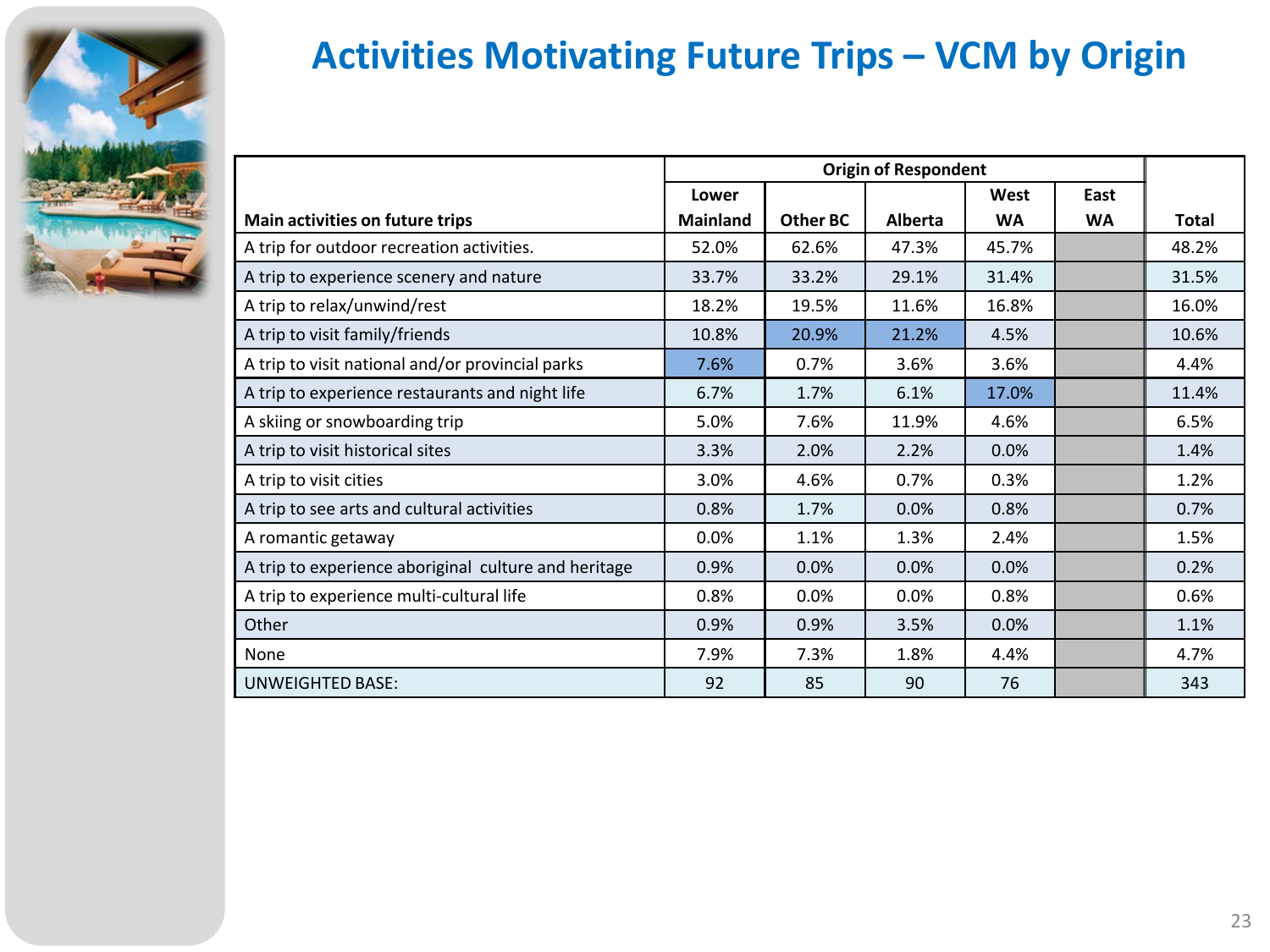# Activities Motivating Future Trips – VCM by Origin

| Main activities on future trips | Origin of Respondent | | | | | Total |
|---|---|---|---|---|---|---|
| | Lower Mainland | Other BC | Alberta | West WA | East WA | |
| A trip for outdoor recreation activities. | 52.0% | 62.6% | 47.3% | 45.7% | | 48.2% |
| A trip to experience scenery and nature | 33.7% | 33.2% | 29.1% | 31.4% | | 31.5% |
| A trip to relax/unwind/rest | 18.2% | 19.5% | 11.6% | 16.8% | | 16.0% |
| A trip to visit family/friends | 10.8% | 20.9% | 21.2% | 4.5% | | 10.6% |
| A trip to visit national and/or provincial parks | 7.6% | 0.7% | 3.6% | 3.6% | | 4.4% |
| A trip to experience restaurants and night life | 6.7% | 1.7% | 6.1% | 17.0% | | 11.4% |
| A skiing or snowboarding trip | 5.0% | 7.6% | 11.9% | 4.6% | | 6.5% |
| A trip to visit historical sites | 3.3% | 2.0% | 2.2% | 0.0% | | 1.4% |
| A trip to visit cities | 3.0% | 4.6% | 0.7% | 0.3% | | 1.2% |
| A trip to see arts and cultural activities | 0.8% | 1.7% | 0.0% | 0.8% | | 0.7% |
| A romantic getaway | 0.0% | 1.1% | 1.3% | 2.4% | | 1.5% |
| A trip to experience aboriginal culture and heritage | 0.9% | 0.0% | 0.0% | 0.0% | | 0.2% |
| A trip to experience multi-cultural life | 0.8% | 0.0% | 0.0% | 0.8% | | 0.6% |
| Other | 0.9% | 0.9% | 3.5% | 0.0% | | 1.1% |
| None | 7.9% | 7.3% | 1.8% | 4.4% | | 4.7% |
| UNWEIGHTED BASE: | 92 | 85 | 90 | 76 | | 343 |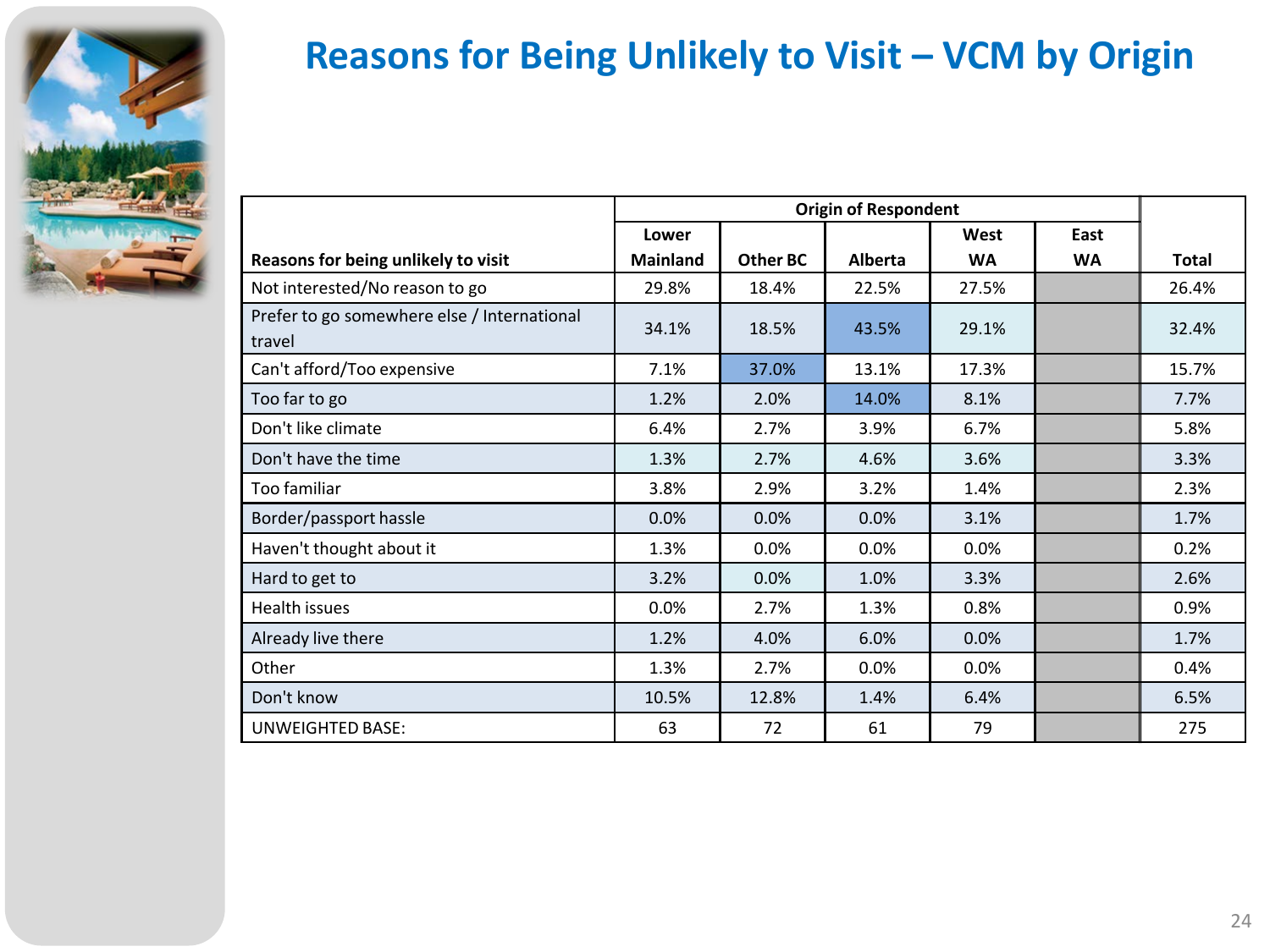# Reasons for Being Unlikely to Visit – VCM by Origin

| Reasons for being unlikely to visit | Origin of Respondent | | | | | Total |
|---|---|---|---|---|---|---|
| | Lower Mainland | Other BC | Alberta | West WA | East WA | |
| Not interested/No reason to go | 29.8% | 18.4% | 22.5% | 27.5% | | 26.4% |
| Prefer to go somewhere else / International travel | 34.1% | 18.5% | 43.5% | 29.1% | | 32.4% |
| Can't afford/Too expensive | 7.1% | 37.0% | 13.1% | 17.3% | | 15.7% |
| Too far to go | 1.2% | 2.0% | 14.0% | 8.1% | | 7.7% |
| Don't like climate | 6.4% | 2.7% | 3.9% | 6.7% | | 5.8% |
| Don't have the time | 1.3% | 2.7% | 4.6% | 3.6% | | 3.3% |
| Too familiar | 3.8% | 2.9% | 3.2% | 1.4% | | 2.3% |
| Border/passport hassle | 0.0% | 0.0% | 0.0% | 3.1% | | 1.7% |
| Haven't thought about it | 1.3% | 0.0% | 0.0% | 0.0% | | 0.2% |
| Hard to get to | 3.2% | 0.0% | 1.0% | 3.3% | | 2.6% |
| Health issues | 0.0% | 2.7% | 1.3% | 0.8% | | 0.9% |
| Already live there | 1.2% | 4.0% | 6.0% | 0.0% | | 1.7% |
| Other | 1.3% | 2.7% | 0.0% | 0.0% | | 0.4% |
| Don't know | 10.5% | 12.8% | 1.4% | 6.4% | | 6.5% |
| UNWEIGHTED BASE: | 63 | 72 | 61 | 79 | | 275 |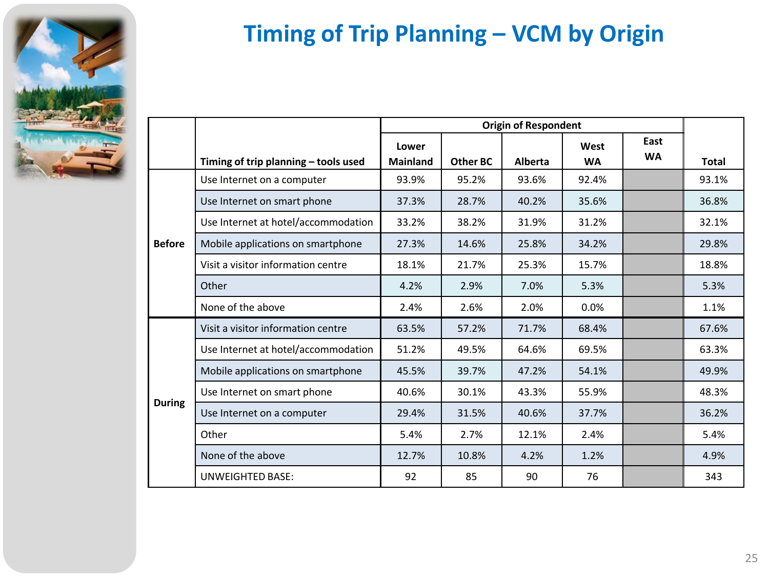# Timing of Trip Planning – VCM by Origin

| | Timing of trip planning – tools used | Origin of Respondent | | | | | Total |
|---|---|---|---|---|---|---|---|
| | | Lower Mainland | Other BC | Alberta | West WA | East WA | |
| Before | Use Internet on a computer | 93.9% | 95.2% | 93.6% | 92.4% | | 93.1% |
| | Use Internet on smart phone | 37.3% | 28.7% | 40.2% | 35.6% | | 36.8% |
| | Use Internet at hotel/accommodation | 33.2% | 38.2% | 31.9% | 31.2% | | 32.1% |
| | Mobile applications on smartphone | 27.3% | 14.6% | 25.8% | 34.2% | | 29.8% |
| | Visit a visitor information centre | 18.1% | 21.7% | 25.3% | 15.7% | | 18.8% |
| | Other | 4.2% | 2.9% | 7.0% | 5.3% | | 5.3% |
| | None of the above | 2.4% | 2.6% | 2.0% | 0.0% | | 1.1% |
| During | Visit a visitor information centre | 63.5% | 57.2% | 71.7% | 68.4% | | 67.6% |
| | Use Internet at hotel/accommodation | 51.2% | 49.5% | 64.6% | 69.5% | | 63.3% |
| | Mobile applications on smartphone | 45.5% | 39.7% | 47.2% | 54.1% | | 49.9% |
| | Use Internet on smart phone | 40.6% | 30.1% | 43.3% | 55.9% | | 48.3% |
| | Use Internet on a computer | 29.4% | 31.5% | 40.6% | 37.7% | | 36.2% |
| | Other | 5.4% | 2.7% | 12.1% | 2.4% | | 5.4% |
| | None of the above | 12.7% | 10.8% | 4.2% | 1.2% | | 4.9% |
| | UNWEIGHTED BASE: | 92 | 85 | 90 | 76 | | 343 |